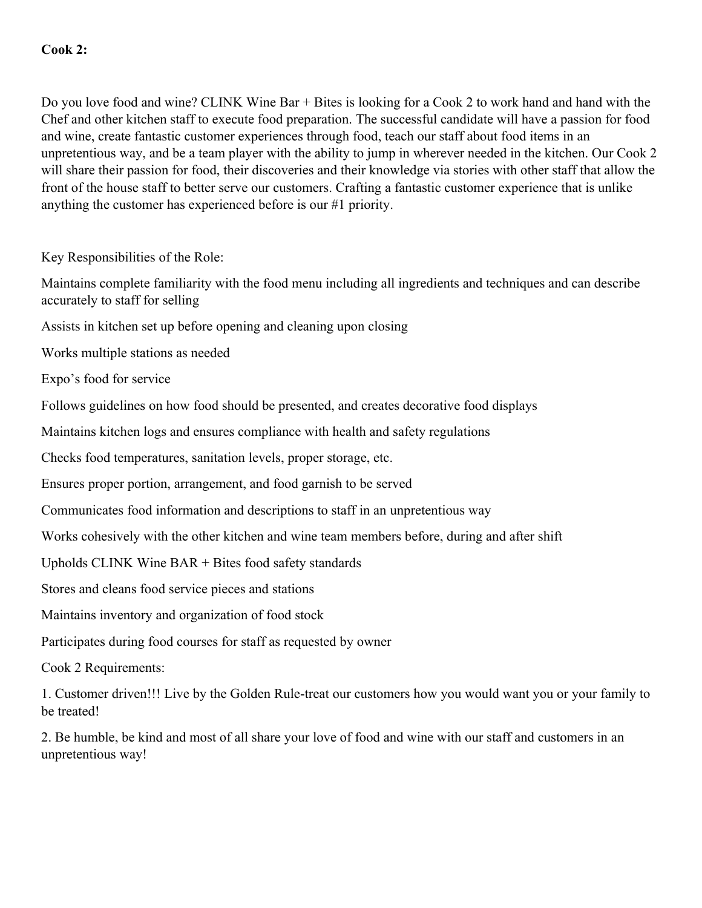**Cook 2:**

Do you love food and wine? CLINK Wine Bar + Bites is looking for a Cook 2 to work hand and hand with the Chef and other kitchen staff to execute food preparation. The successful candidate will have a passion for food and wine, create fantastic customer experiences through food, teach our staff about food items in an unpretentious way, and be a team player with the ability to jump in wherever needed in the kitchen. Our Cook 2 will share their passion for food, their discoveries and their knowledge via stories with other staff that allow the front of the house staff to better serve our customers. Crafting a fantastic customer experience that is unlike anything the customer has experienced before is our #1 priority.

Key Responsibilities of the Role:

Maintains complete familiarity with the food menu including all ingredients and techniques and can describe accurately to staff for selling

Assists in kitchen set up before opening and cleaning upon closing

Works multiple stations as needed

Expo's food for service

Follows guidelines on how food should be presented, and creates decorative food displays

Maintains kitchen logs and ensures compliance with health and safety regulations

Checks food temperatures, sanitation levels, proper storage, etc.

Ensures proper portion, arrangement, and food garnish to be served

Communicates food information and descriptions to staff in an unpretentious way

Works cohesively with the other kitchen and wine team members before, during and after shift

Upholds CLINK Wine BAR + Bites food safety standards

Stores and cleans food service pieces and stations

Maintains inventory and organization of food stock

Participates during food courses for staff as requested by owner

Cook 2 Requirements:

1. Customer driven!!! Live by the Golden Rule-treat our customers how you would want you or your family to be treated!

2. Be humble, be kind and most of all share your love of food and wine with our staff and customers in an unpretentious way!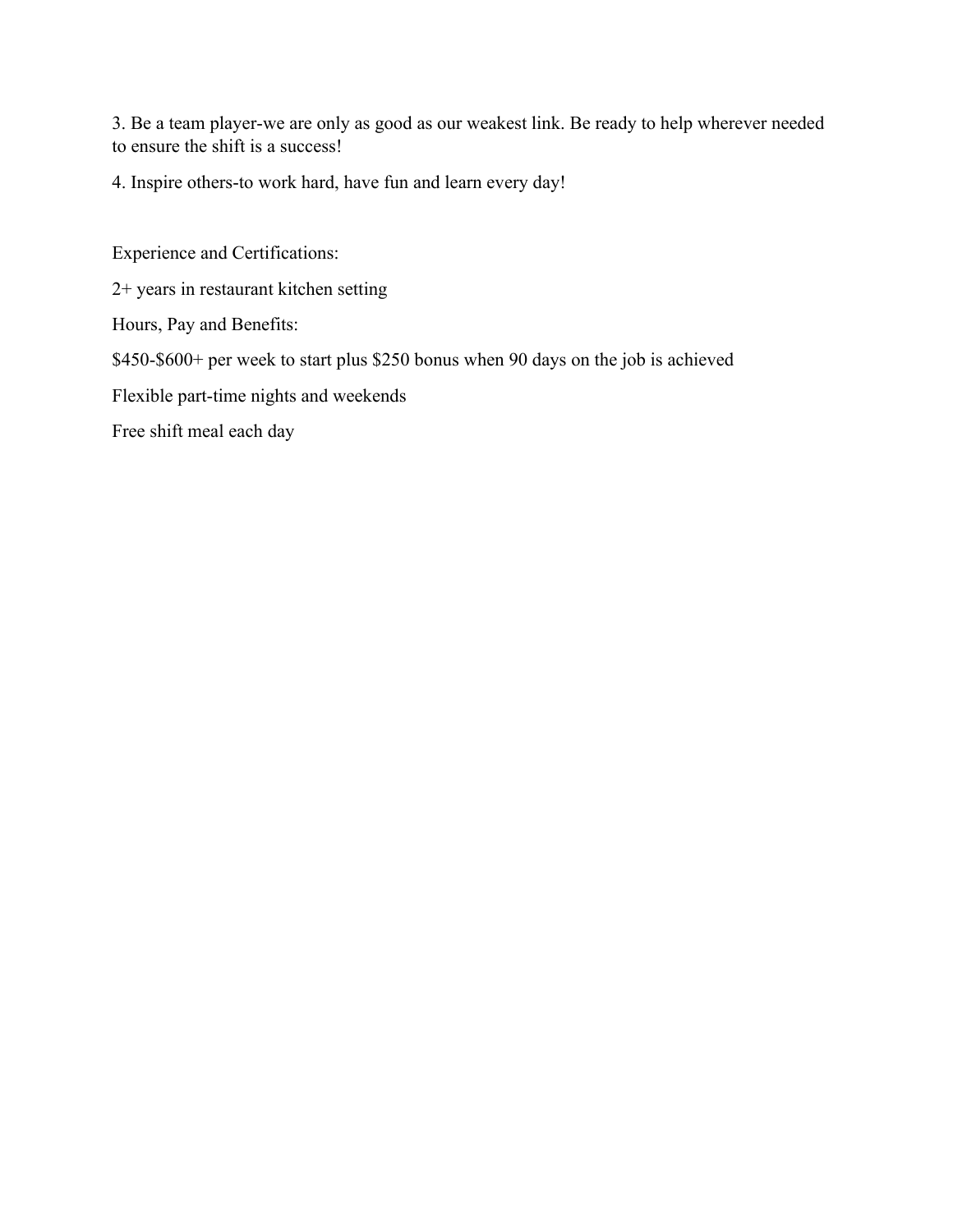3. Be a team player-we are only as good as our weakest link. Be ready to help wherever needed to ensure the shift is a success!

4. Inspire others-to work hard, have fun and learn every day!

Experience and Certifications:

2+ years in restaurant kitchen setting

Hours, Pay and Benefits:

$450-$600+ per week to start plus $250 bonus when 90 days on the job is achieved

Flexible part-time nights and weekends

Free shift meal each day